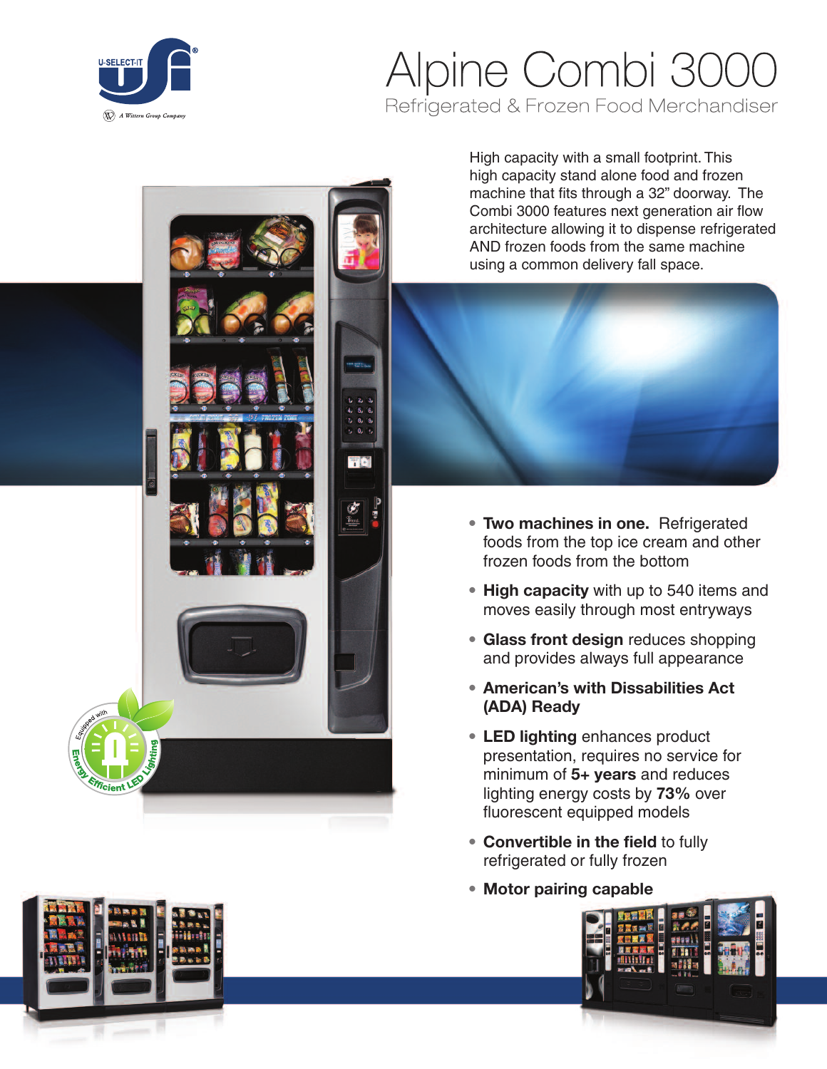# Alpine Combi 3000

## Refrigerated & Frozen Food Merchandiser

High capacity with a small footprint. This high capacity stand alone food and frozen machine that fits through a 32" doorway. The Combi 3000 features next generation air flow architecture allowing it to dispense refrigerated AND frozen foods from the same machine using a common delivery fall space.

- **Two machines in one.** Refrigerated foods from the top ice cream and other frozen foods from the bottom
- **High capacity** with up to 540 items and moves easily through most entryways
- **Glass front design** reduces shopping and provides always full appearance
- **American's with Dissabilities Act (ADA) Ready**
- **LED lighting** enhances product presentation, requires no service for minimum of **5+ years** and reduces lighting energy costs by **73%** over fluorescent equipped models
- **Convertible in the field** to fully refrigerated or fully frozen
- **Motor pairing capable**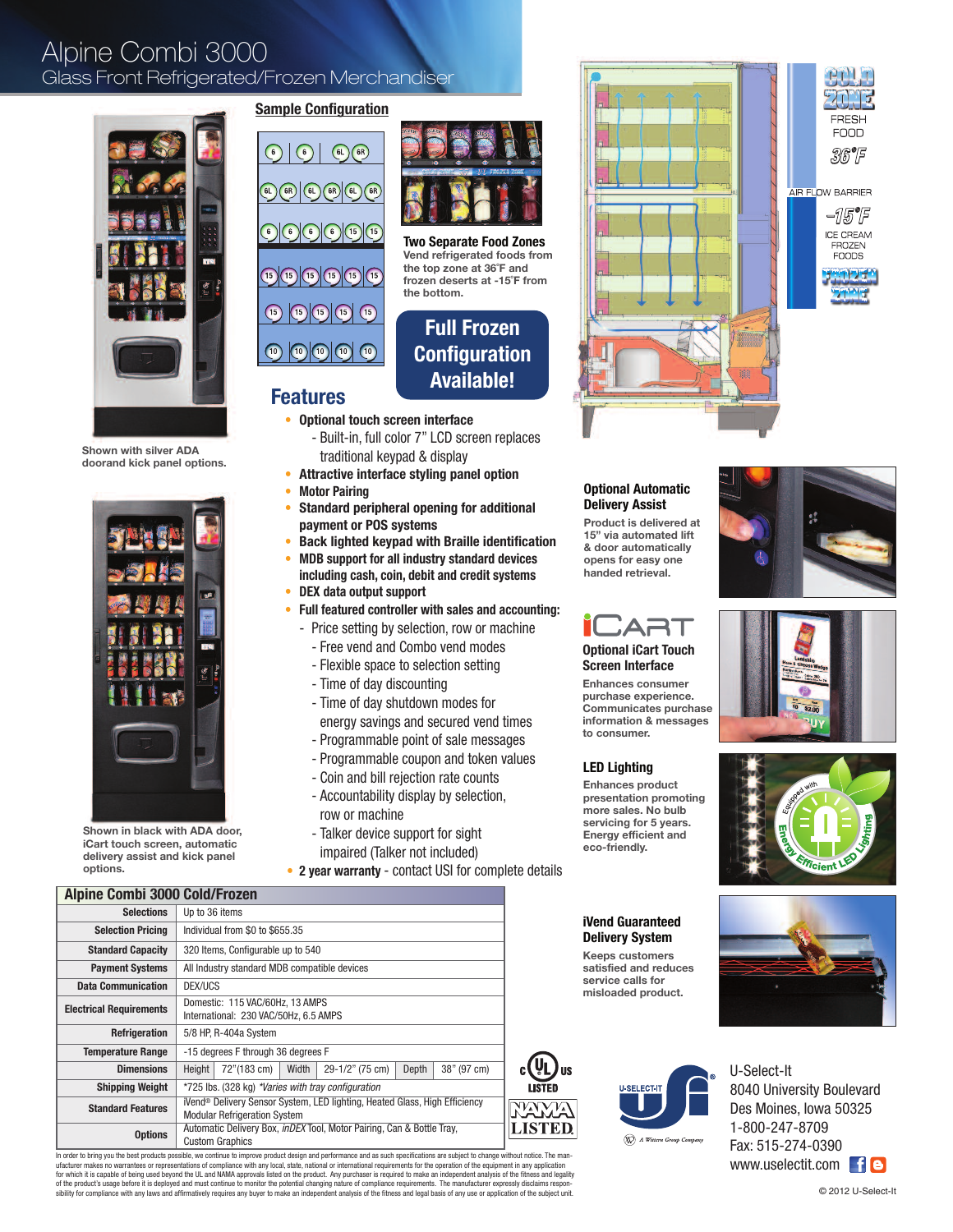# Alpine Combi 3000

## Glass Front Refrigerated/Frozen Merchandiser

Shown with silver ADA doorand kick panel options.

Shown in black with ADA door, iCart touch screen, automatic delivery assist and kick panel options.

### Sample Configuration

6 6 6L 6R

6L 6R 6L 6R 6L 6R

6 6 6 6 15 15

15 15 15 15 15 15

15 15 15 15 15

10 10 10 10 10

**Two Separate Food Zones**
Vend refrigerated foods from the top zone at 36˚F and frozen desserts at -15˚F from the bottom.

**Full Frozen Configuration Available!**

COLD ZONE
FRESH FOOD
36°F

AIR FLOW BARRIER

-15°F
ICE CREAM
FROZEN FOODS
FROZEN ZONE

## Features

- **Optional touch screen interface**
  - Built-in, full color 7" LCD screen replaces traditional keypad & display
- **Attractive interface styling panel option**
- **Motor Pairing**
- **Standard peripheral opening for additional payment or POS systems**
- **Back lighted keypad with Braille identification**
- **MDB support for all industry standard devices including cash, coin, debit and credit systems**
- **DEX data output support**
- **Full featured controller with sales and accounting:**
  - Price setting by selection, row or machine
  - Free vend and Combo vend modes
  - Flexible space to selection setting
  - Time of day discounting
  - Time of day shutdown modes for energy savings and secured vend times
  - Programmable point of sale messages
  - Programmable coupon and token values
  - Coin and bill rejection rate counts
  - Accountability display by selection, row or machine
  - Talker device support for sight impaired (Talker not included)
- **2 year warranty** - contact USI for complete details

**Optional Automatic Delivery Assist**
Product is delivered at 15" via automated lift & door automatically opens for easy one handed retrieval.

iCART
**Optional iCart Touch Screen Interface**
Enhances consumer purchase experience. Communicates purchase information & messages to consumer.

**LED Lighting**
Enhances product presentation promoting more sales. No bulb servicing for 5 years. Energy efficient and eco-friendly.

**iVend Guaranteed Delivery System**
Keeps customers satisfied and reduces service calls for misloaded product.

### Alpine Combi 3000 Cold/Frozen

| | |
|---|---|
| Selections | Up to 36 items |
| Selection Pricing | Individual from $0 to $655.35 |
| Standard Capacity | 320 Items, Configurable up to 540 |
| Payment Systems | All Industry standard MDB compatible devices |
| Data Communication | DEX/UCS |
| Electrical Requirements | Domestic: 115 VAC/60Hz, 13 AMPS<br>International: 230 VAC/50Hz, 6.5 AMPS |
| Refrigeration | 5/8 HP, R-404a System |
| Temperature Range | -15 degrees F through 36 degrees F |
| Dimensions | Height 72"(183 cm) · Width 29-1/2" (75 cm) · Depth 38" (97 cm) |
| Shipping Weight | *725 lbs. (328 kg) *Varies with tray configuration* |
| Standard Features | iVend® Delivery Sensor System, LED lighting, Heated Glass, High Efficiency Modular Refrigeration System |
| Options | Automatic Delivery Box, *inDEX* Tool, Motor Pairing, Can & Bottle Tray, Custom Graphics |

c UL us LISTED

NAMA LISTED

In order to bring you the best products possible, we continue to improve product design and performance and as such specifications are subject to change without notice. The manufacturer makes no warranties or representations of compliance with any local, state, national or international requirements for the operation of the equipment in any application for which it is capable of being used beyond the UL and NAMA approvals listed on the product. Any purchaser is required to make an independent analysis of the fitness and legality of the product's usage before it is deployed and must continue to monitor the potential changing nature of compliance requirements. The manufacturer expressly disclaims responsibility for compliance with any laws and affirmatively requires any buyer to make an independent analysis of the fitness and legal basis of any use or application of the subject unit.

U-SELECT-IT — A Wittern Group Company

U-Select-It
8040 University Boulevard
Des Moines, Iowa 50325
1-800-247-8709
Fax: 515-274-0390
www.uselectit.com

© 2012 U-Select-It